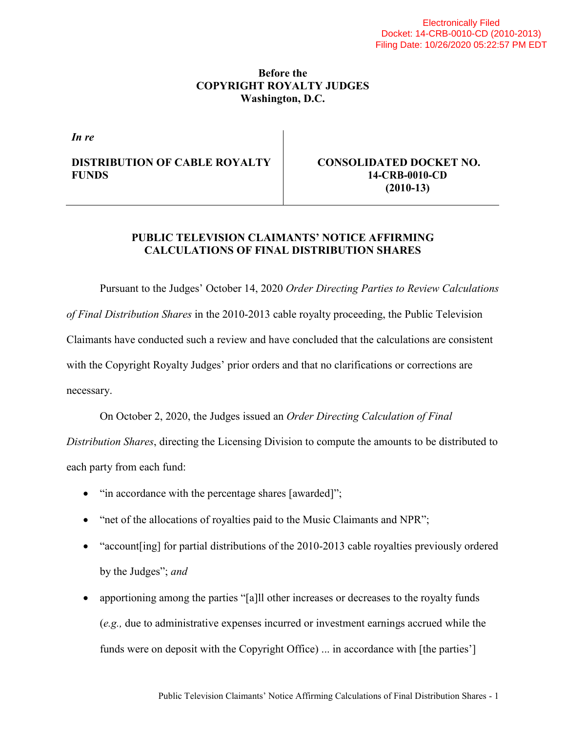Electronically Filed
Docket: 14-CRB-0010-CD (2010-2013)
Filing Date: 10/26/2020 05:22:57 PM EDT

**Before the**
**COPYRIGHT ROYALTY JUDGES**
**Washington, D.C.**

| *In re* DISTRIBUTION OF CABLE ROYALTY FUNDS | CONSOLIDATED DOCKET NO. 14-CRB-0010-CD (2010-13) |
|---|---|

## PUBLIC TELEVISION CLAIMANTS' NOTICE AFFIRMING CALCULATIONS OF FINAL DISTRIBUTION SHARES

Pursuant to the Judges' October 14, 2020 *Order Directing Parties to Review Calculations of Final Distribution Shares* in the 2010-2013 cable royalty proceeding, the Public Television Claimants have conducted such a review and have concluded that the calculations are consistent with the Copyright Royalty Judges' prior orders and that no clarifications or corrections are necessary.

On October 2, 2020, the Judges issued an *Order Directing Calculation of Final Distribution Shares*, directing the Licensing Division to compute the amounts to be distributed to each party from each fund:

- "in accordance with the percentage shares [awarded]";
- "net of the allocations of royalties paid to the Music Claimants and NPR";
- "account[ing] for partial distributions of the 2010-2013 cable royalties previously ordered by the Judges"; *and*
- apportioning among the parties "[a]ll other increases or decreases to the royalty funds (*e.g.,* due to administrative expenses incurred or investment earnings accrued while the funds were on deposit with the Copyright Office) ... in accordance with [the parties']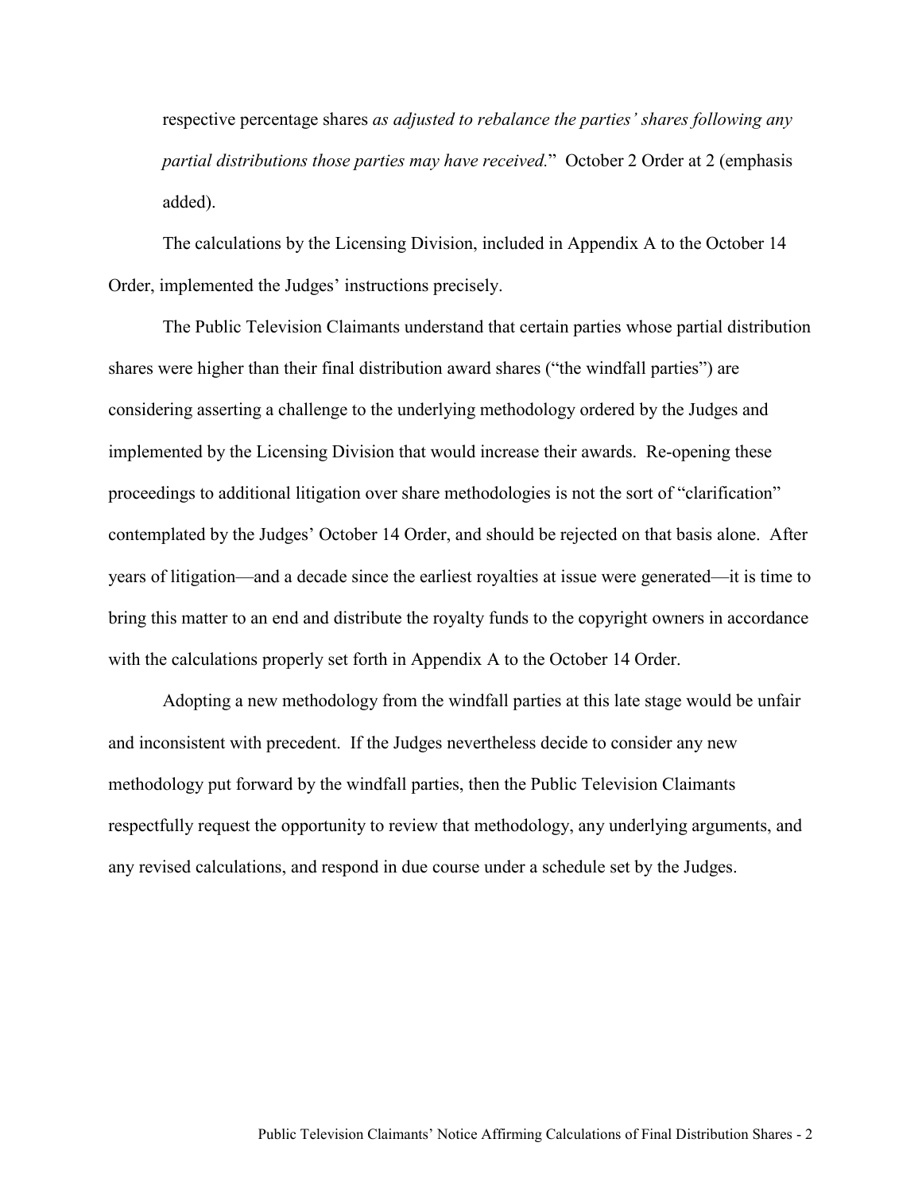respective percentage shares *as adjusted to rebalance the parties' shares following any partial distributions those parties may have received.*" October 2 Order at 2 (emphasis added).

The calculations by the Licensing Division, included in Appendix A to the October 14 Order, implemented the Judges' instructions precisely.

The Public Television Claimants understand that certain parties whose partial distribution shares were higher than their final distribution award shares ("the windfall parties") are considering asserting a challenge to the underlying methodology ordered by the Judges and implemented by the Licensing Division that would increase their awards. Re-opening these proceedings to additional litigation over share methodologies is not the sort of "clarification" contemplated by the Judges' October 14 Order, and should be rejected on that basis alone. After years of litigation—and a decade since the earliest royalties at issue were generated—it is time to bring this matter to an end and distribute the royalty funds to the copyright owners in accordance with the calculations properly set forth in Appendix A to the October 14 Order.

Adopting a new methodology from the windfall parties at this late stage would be unfair and inconsistent with precedent. If the Judges nevertheless decide to consider any new methodology put forward by the windfall parties, then the Public Television Claimants respectfully request the opportunity to review that methodology, any underlying arguments, and any revised calculations, and respond in due course under a schedule set by the Judges.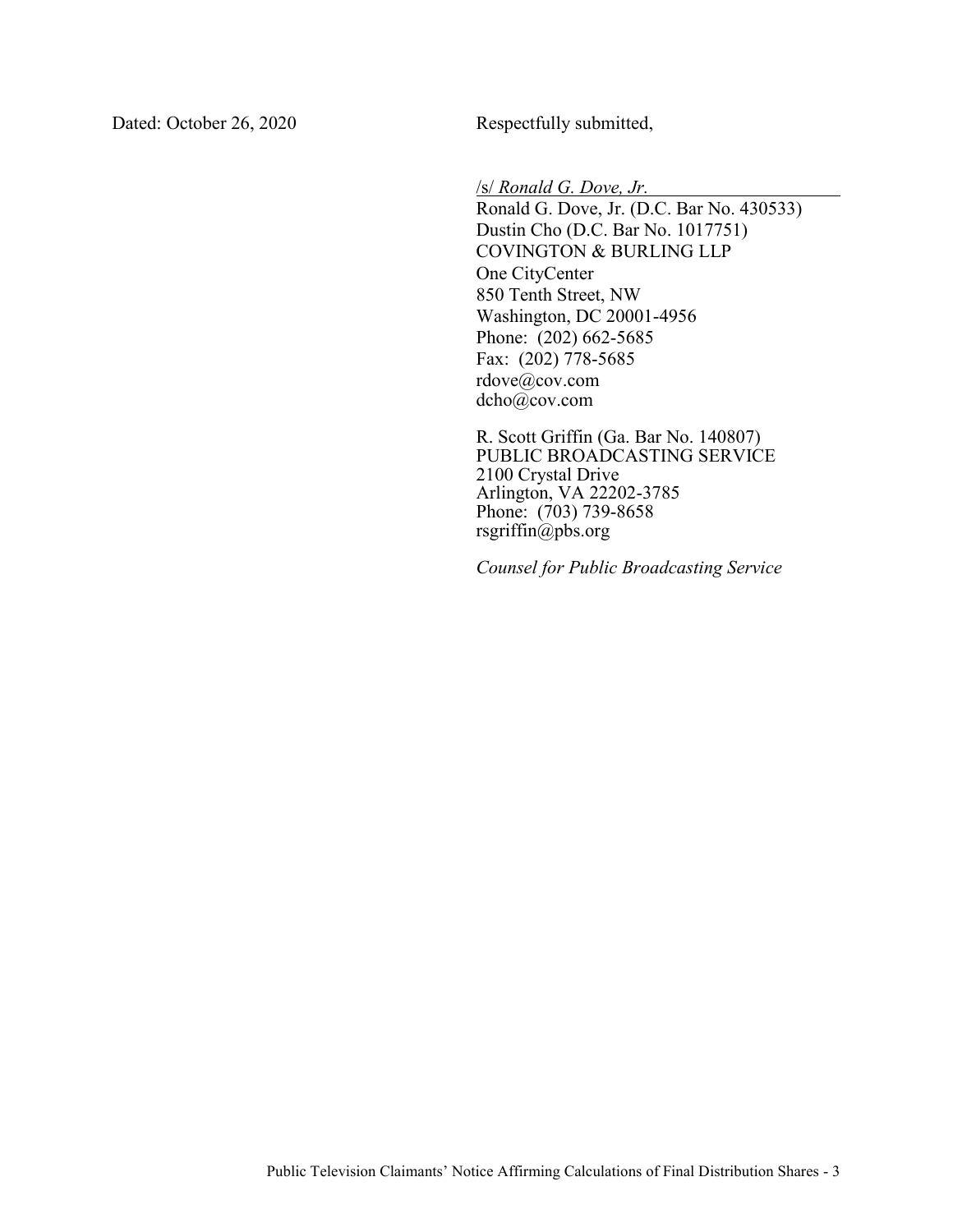Dated: October 26, 2020

Respectfully submitted,

/s/ *Ronald G. Dove, Jr.*

Ronald G. Dove, Jr. (D.C. Bar No. 430533)
Dustin Cho (D.C. Bar No. 1017751)
COVINGTON & BURLING LLP
One CityCenter
850 Tenth Street, NW
Washington, DC 20001-4956
Phone: (202) 662-5685
Fax: (202) 778-5685
rdove@cov.com
dcho@cov.com

R. Scott Griffin (Ga. Bar No. 140807)
PUBLIC BROADCASTING SERVICE
2100 Crystal Drive
Arlington, VA 22202-3785
Phone: (703) 739-8658
rsgriffin@pbs.org

*Counsel for Public Broadcasting Service*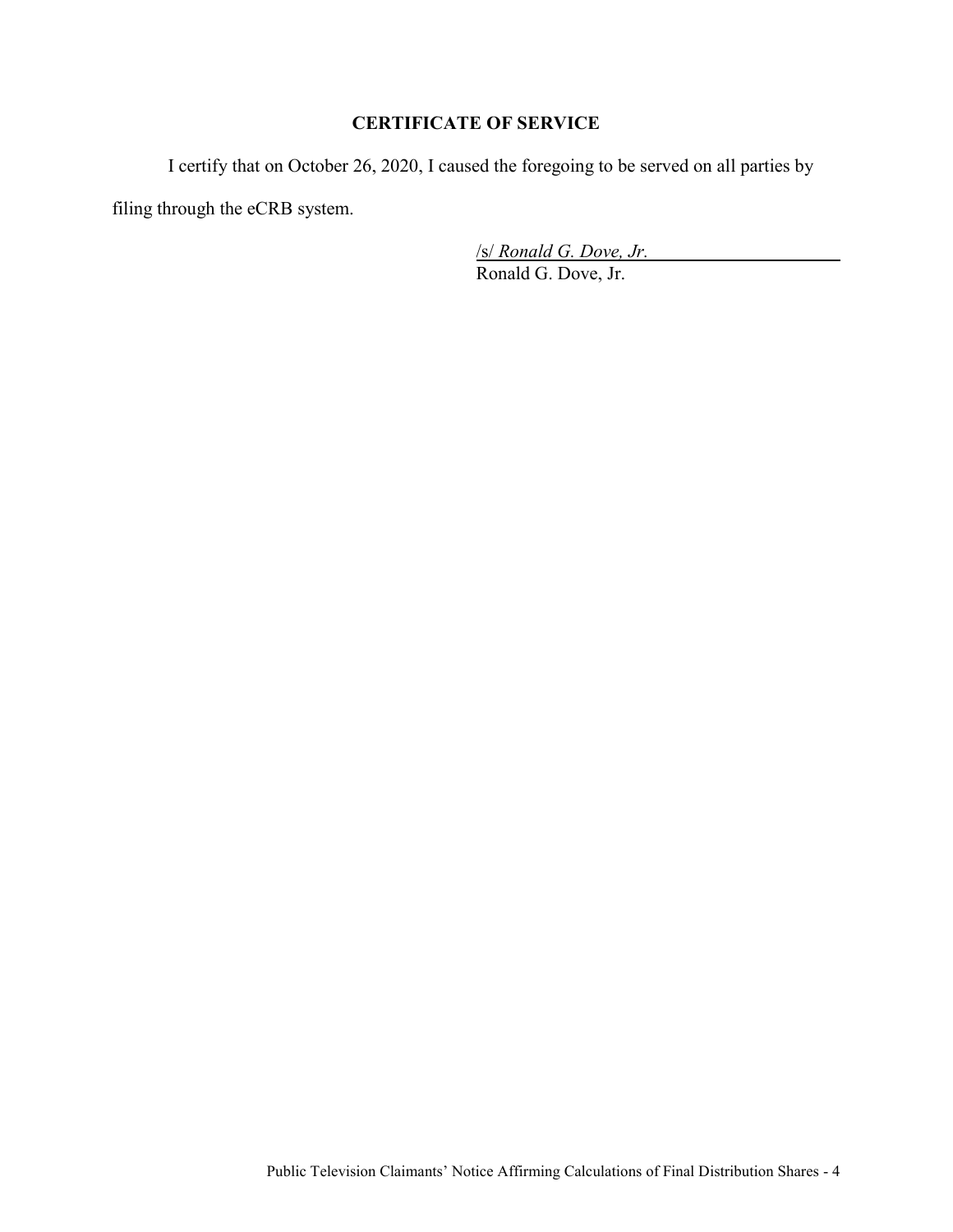## CERTIFICATE OF SERVICE

I certify that on October 26, 2020, I caused the foregoing to be served on all parties by filing through the eCRB system.

/s/ *Ronald G. Dove, Jr.*
Ronald G. Dove, Jr.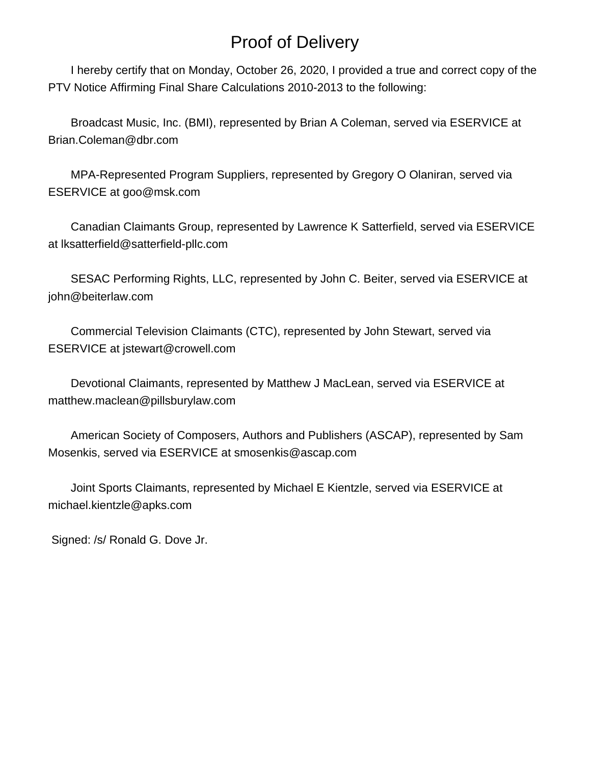# Proof of Delivery

I hereby certify that on Monday, October 26, 2020, I provided a true and correct copy of the PTV Notice Affirming Final Share Calculations 2010-2013 to the following:

Broadcast Music, Inc. (BMI), represented by Brian A Coleman, served via ESERVICE at Brian.Coleman@dbr.com

MPA-Represented Program Suppliers, represented by Gregory O Olaniran, served via ESERVICE at goo@msk.com

Canadian Claimants Group, represented by Lawrence K Satterfield, served via ESERVICE at lksatterfield@satterfield-pllc.com

SESAC Performing Rights, LLC, represented by John C. Beiter, served via ESERVICE at john@beiterlaw.com

Commercial Television Claimants (CTC), represented by John Stewart, served via ESERVICE at jstewart@crowell.com

Devotional Claimants, represented by Matthew J MacLean, served via ESERVICE at matthew.maclean@pillsburylaw.com

American Society of Composers, Authors and Publishers (ASCAP), represented by Sam Mosenkis, served via ESERVICE at smosenkis@ascap.com

Joint Sports Claimants, represented by Michael E Kientzle, served via ESERVICE at michael.kientzle@apks.com

Signed: /s/ Ronald G. Dove Jr.